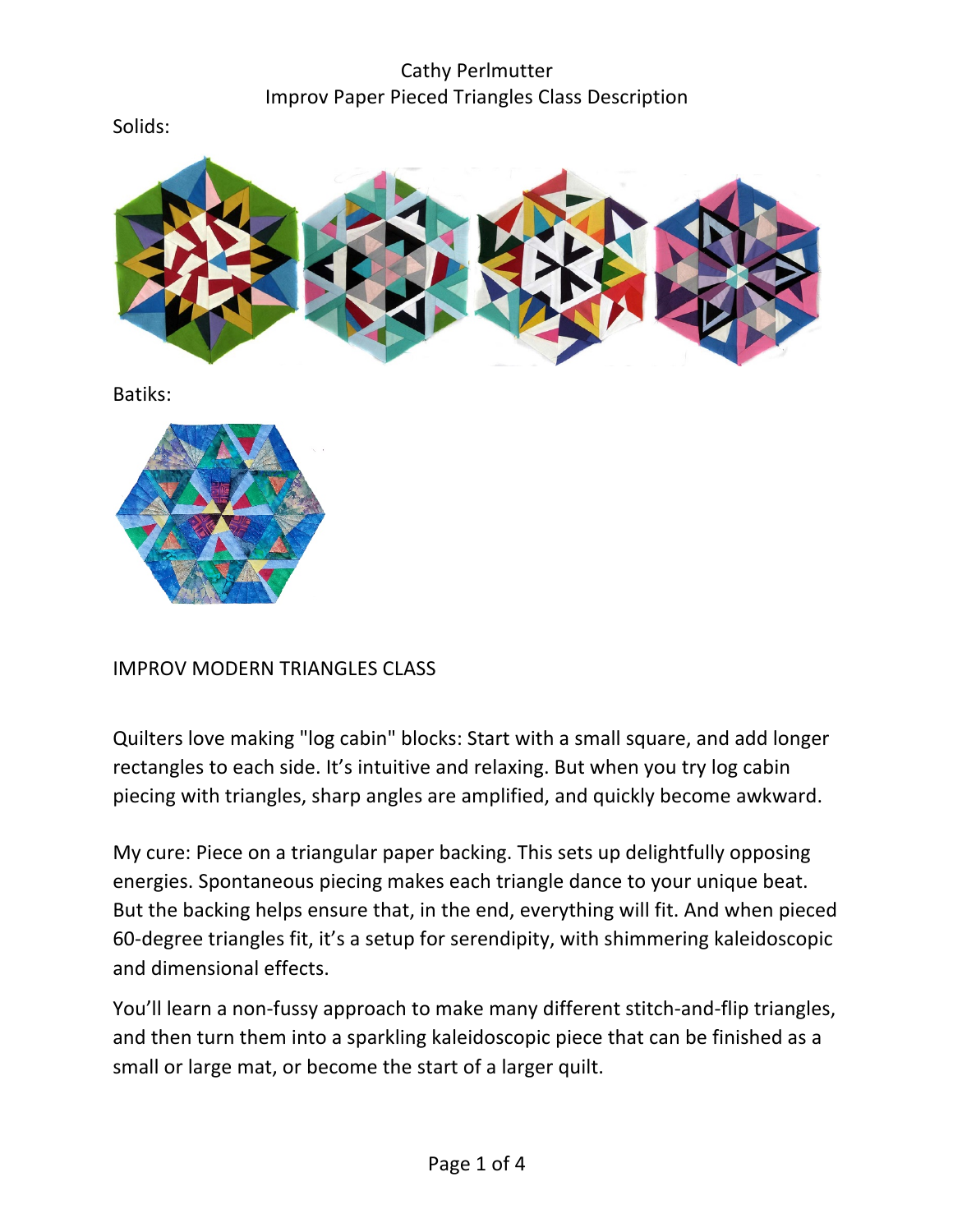# Cathy Perlmutter
## Improv Paper Pieced Triangles Class Description

Solids:

Batiks:

IMPROV MODERN TRIANGLES CLASS

Quilters love making "log cabin" blocks: Start with a small square, and add longer rectangles to each side. It's intuitive and relaxing. But when you try log cabin piecing with triangles, sharp angles are amplified, and quickly become awkward.

My cure: Piece on a triangular paper backing. This sets up delightfully opposing energies. Spontaneous piecing makes each triangle dance to your unique beat. But the backing helps ensure that, in the end, everything will fit. And when pieced 60-degree triangles fit, it's a setup for serendipity, with shimmering kaleidoscopic and dimensional effects.

You'll learn a non-fussy approach to make many different stitch-and-flip triangles, and then turn them into a sparkling kaleidoscopic piece that can be finished as a small or large mat, or become the start of a larger quilt.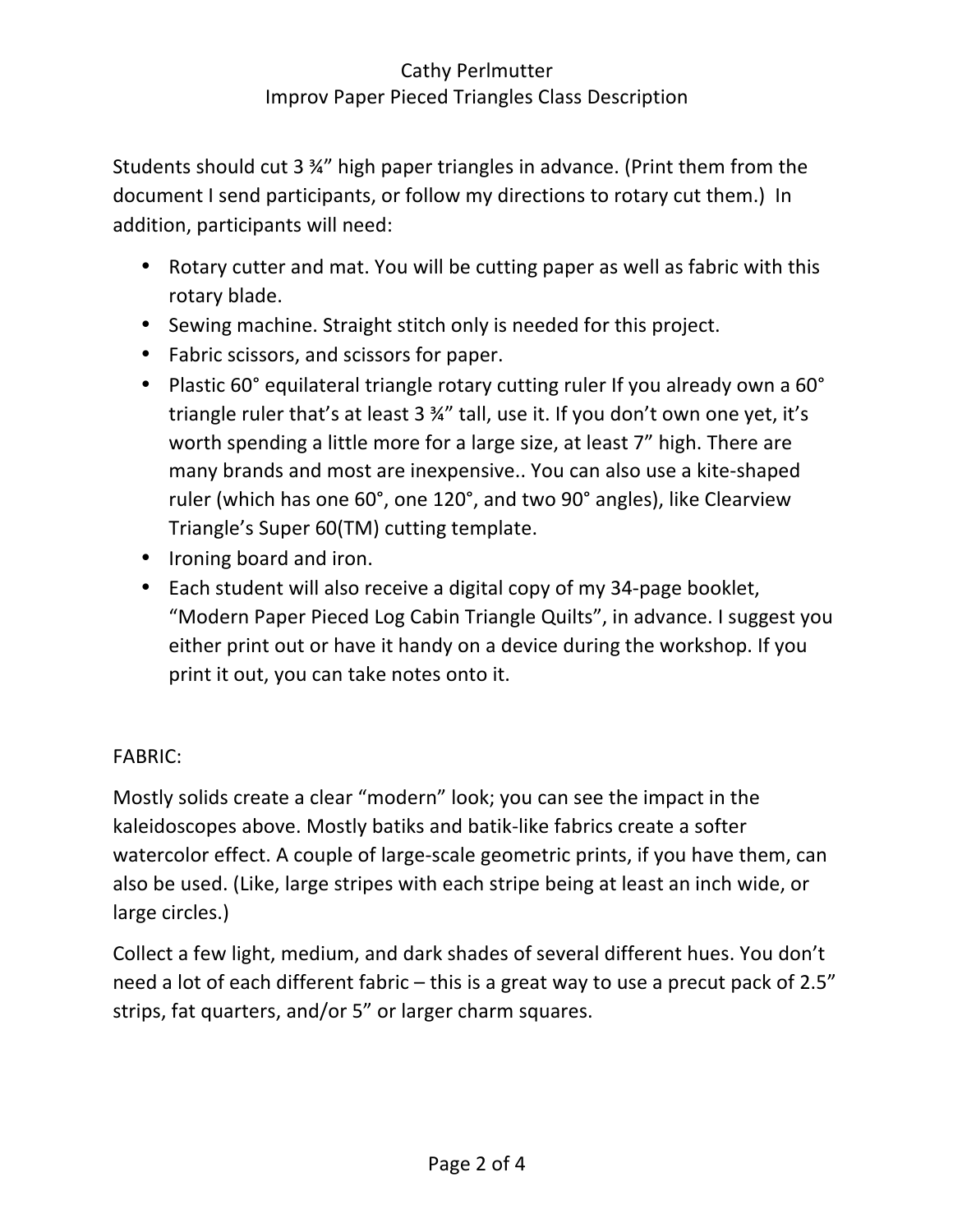Students should cut 3 ¾" high paper triangles in advance. (Print them from the document I send participants, or follow my directions to rotary cut them.) In addition, participants will need:

- Rotary cutter and mat. You will be cutting paper as well as fabric with this rotary blade.
- Sewing machine. Straight stitch only is needed for this project.
- Fabric scissors, and scissors for paper.
- Plastic 60° equilateral triangle rotary cutting ruler If you already own a 60° triangle ruler that's at least 3 ¾" tall, use it. If you don't own one yet, it's worth spending a little more for a large size, at least 7" high. There are many brands and most are inexpensive.. You can also use a kite-shaped ruler (which has one 60°, one 120°, and two 90° angles), like Clearview Triangle's Super 60(TM) cutting template.
- Ironing board and iron.
- Each student will also receive a digital copy of my 34-page booklet, "Modern Paper Pieced Log Cabin Triangle Quilts", in advance. I suggest you either print out or have it handy on a device during the workshop. If you print it out, you can take notes onto it.

FABRIC:

Mostly solids create a clear "modern" look; you can see the impact in the kaleidoscopes above. Mostly batiks and batik-like fabrics create a softer watercolor effect. A couple of large-scale geometric prints, if you have them, can also be used. (Like, large stripes with each stripe being at least an inch wide, or large circles.)

Collect a few light, medium, and dark shades of several different hues. You don't need a lot of each different fabric – this is a great way to use a precut pack of 2.5" strips, fat quarters, and/or 5" or larger charm squares.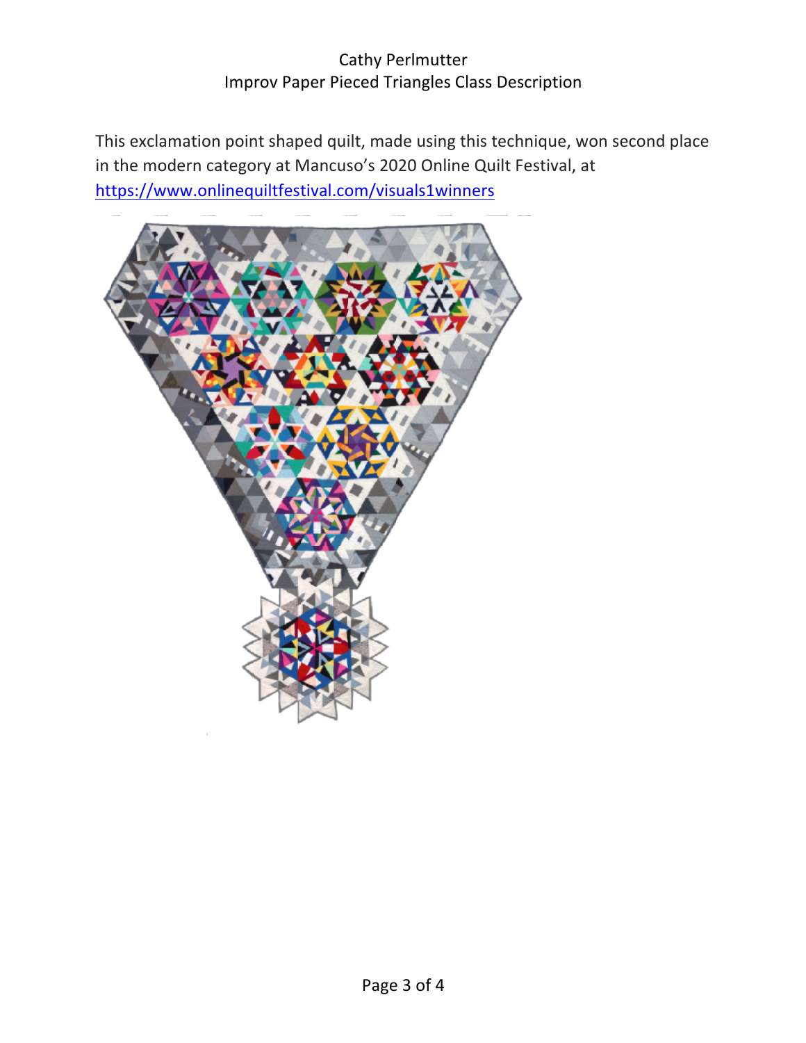This exclamation point shaped quilt, made using this technique, won second place in the modern category at Mancuso's 2020 Online Quilt Festival, at https://www.onlinequiltfestival.com/visuals1winners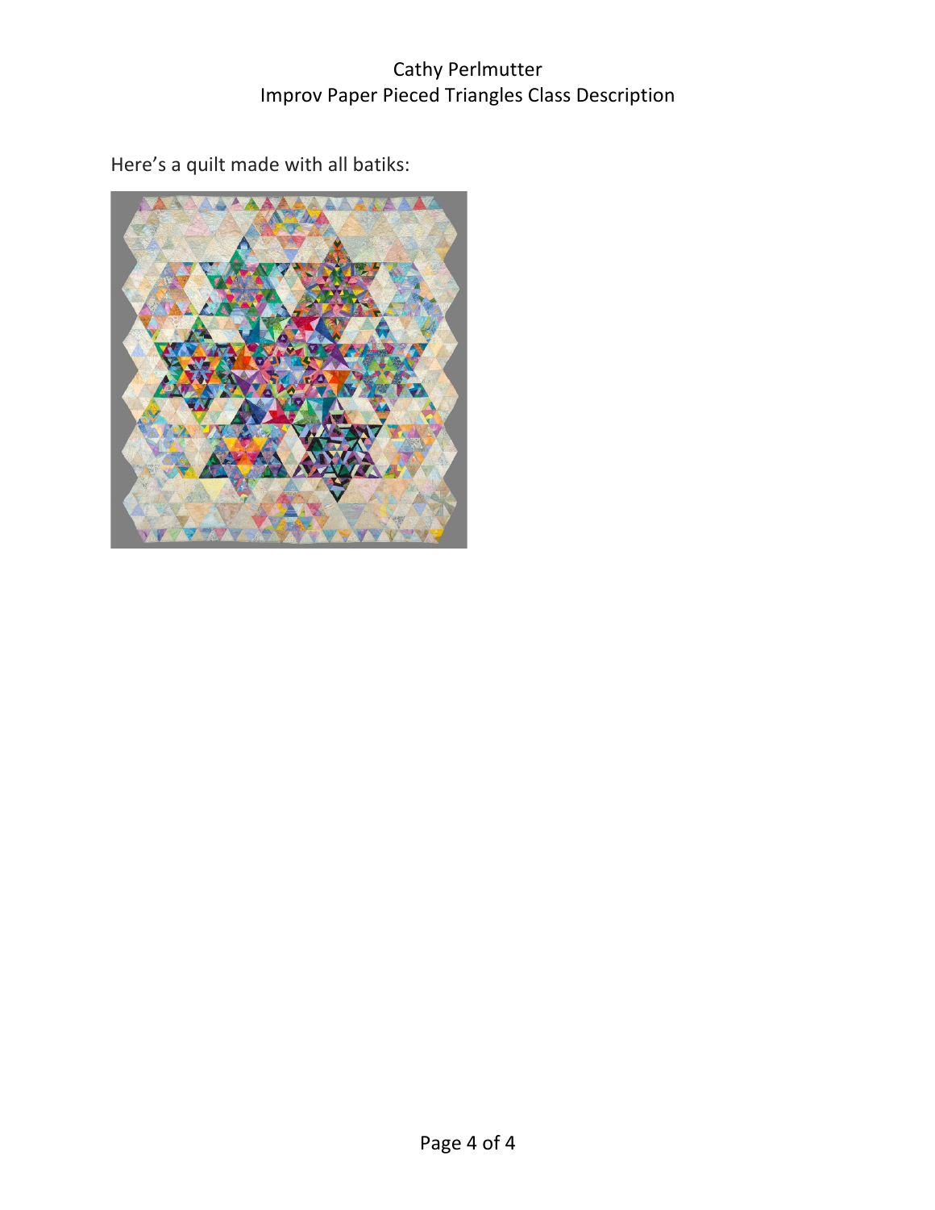Here's a quilt made with all batiks: